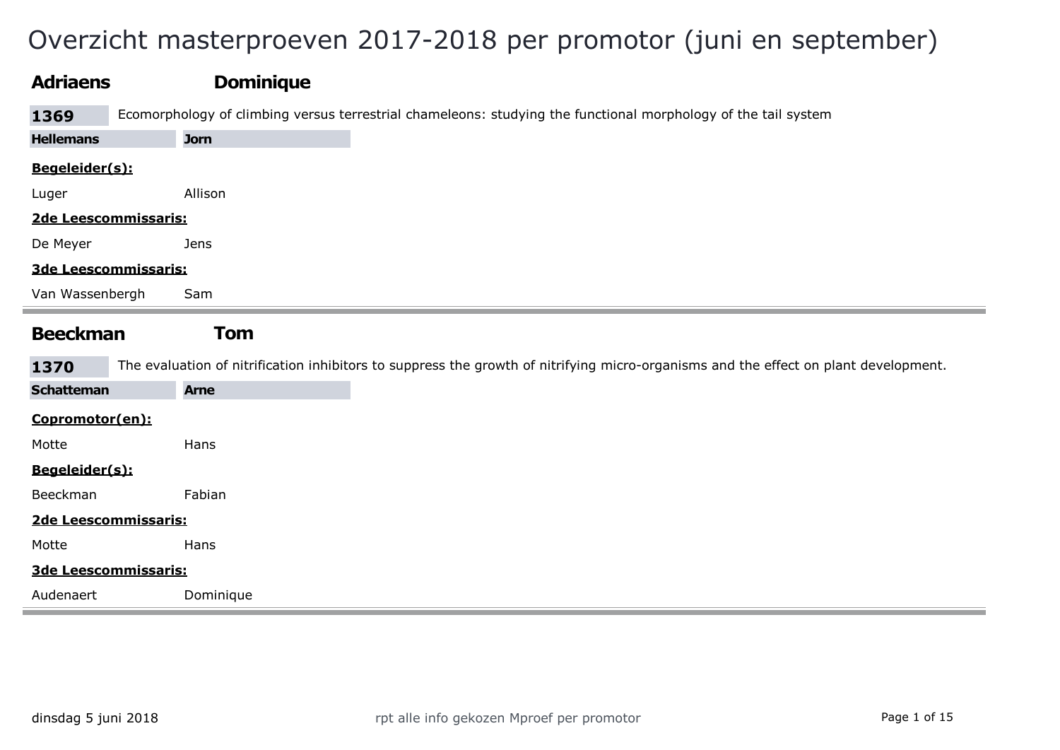# Overzicht masterproeven 2017-2018 per promotor (juni en september)

## Adriaens Dominique

**1369** Ecomorphology of climbing versus terrestrial chameleons: studying the functional morphology of the tail system

**Hellemans Jorn**

**Begeleider(s):**

Luger Allison

**2de Leescommissaris:**

De Meyer Jens

**3de Leescommissaris:**

Van Wassenbergh Sam

---

## Beeckman Tom

**1370** The evaluation of nitrification inhibitors to suppress the growth of nitrifying micro-organisms and the effect on plant development.

**Schatteman Arne**

**Copromotor(en):**

Motte Hans

**Begeleider(s):**

Beeckman Fabian

**2de Leescommissaris:**

Motte Hans

**3de Leescommissaris:**

Audenaert Dominique

---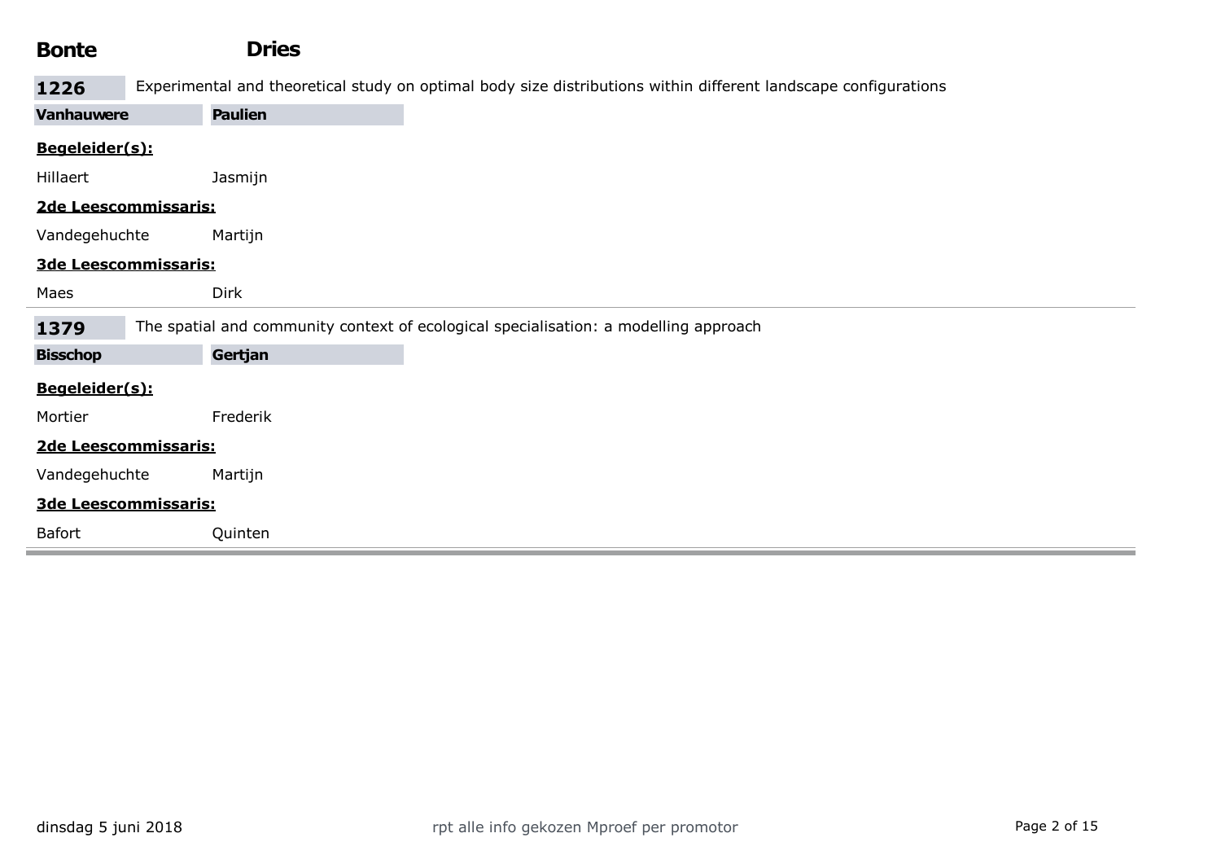## Bonte Dries

### 1226 Experimental and theoretical study on optimal body size distributions within different landscape configurations

**Vanhauwere Paulien**

**Begeleider(s):**

Hillaert Jasmijn

**2de Leescommissaris:**

Vandegehuchte Martijn

**3de Leescommissaris:**

Maes Dirk

---

### 1379 The spatial and community context of ecological specialisation: a modelling approach

**Bisschop Gertjan**

**Begeleider(s):**

Mortier Frederik

**2de Leescommissaris:**

Vandegehuchte Martijn

**3de Leescommissaris:**

Bafort Quinten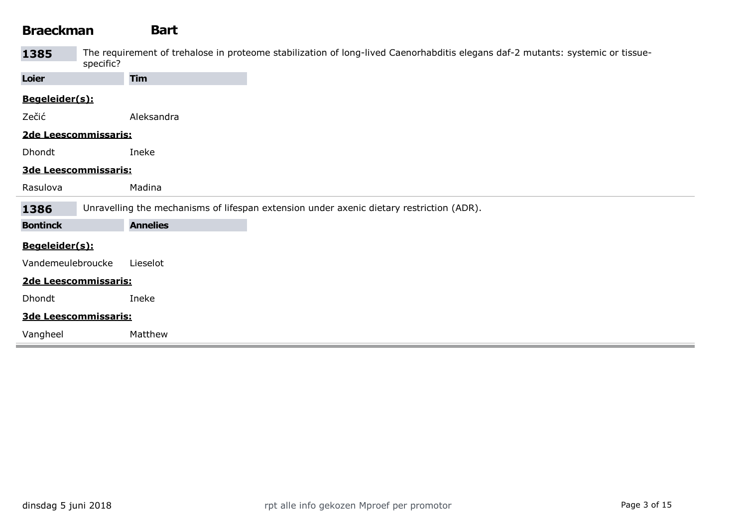## Braeckman Bart

**1385** The requirement of trehalose in proteome stabilization of long-lived Caenorhabditis elegans daf-2 mutants: systemic or tissue-specific?

**Loier Tim**

**Begeleider(s):**

Zečić Aleksandra

**2de Leescommissaris:**

Dhondt Ineke

**3de Leescommissaris:**

Rasulova Madina

---

**1386** Unravelling the mechanisms of lifespan extension under axenic dietary restriction (ADR).

**Bontinck Annelies**

**Begeleider(s):**

Vandemeulebroucke Lieselot

**2de Leescommissaris:**

Dhondt Ineke

**3de Leescommissaris:**

Vangheel Matthew

---

dinsdag 5 juni 2018

rpt alle info gekozen Mproef per promotor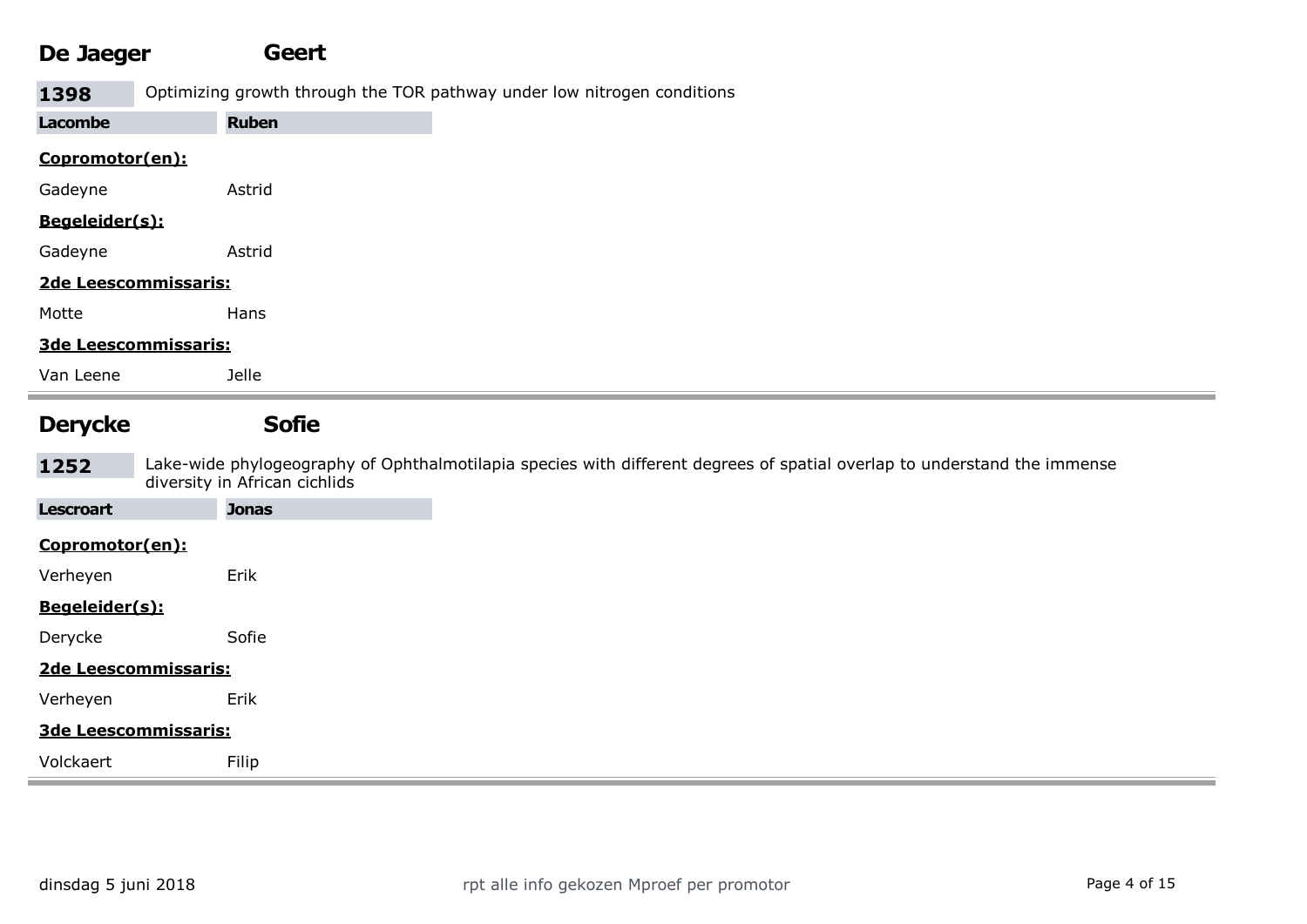## De Jaeger Geert

**1398** Optimizing growth through the TOR pathway under low nitrogen conditions

**Lacombe** **Ruben**

**Copromotor(en):**

Gadeyne Astrid

**Begeleider(s):**

Gadeyne Astrid

**2de Leescommissaris:**

Motte Hans

**3de Leescommissaris:**

Van Leene Jelle

---

## Derycke Sofie

**1252** Lake-wide phylogeography of Ophthalmotilapia species with different degrees of spatial overlap to understand the immense diversity in African cichlids

**Lescroart** **Jonas**

**Copromotor(en):**

Verheyen Erik

**Begeleider(s):**

Derycke Sofie

**2de Leescommissaris:**

Verheyen Erik

**3de Leescommissaris:**

Volckaert Filip

---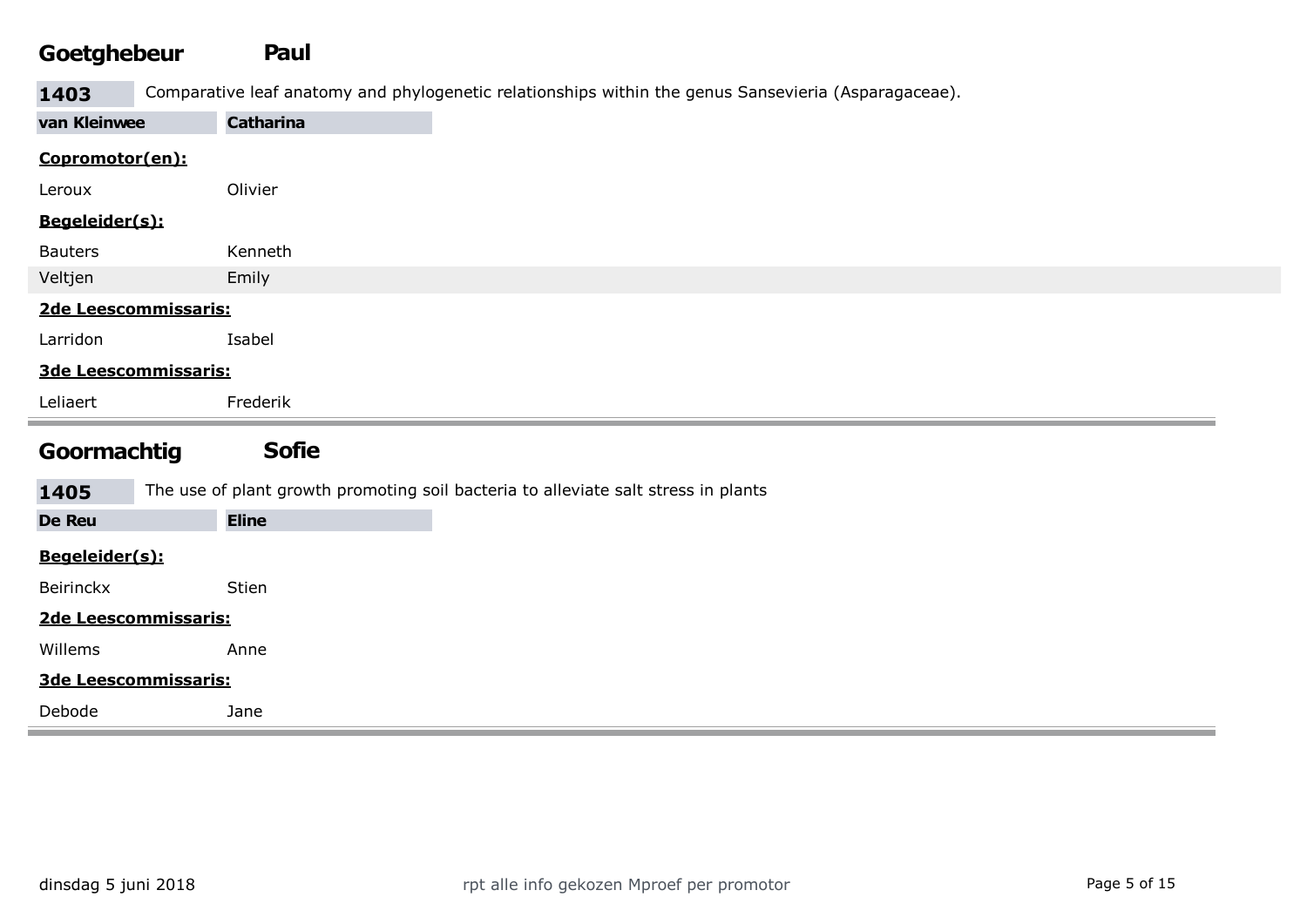## Goetghebeur Paul

**1403** Comparative leaf anatomy and phylogenetic relationships within the genus Sansevieria (Asparagaceae).

**van Kleinwee** **Catharina**

**Copromotor(en):**

Leroux Olivier

**Begeleider(s):**

Bauters Kenneth

Veltjen Emily

**2de Leescommissaris:**

Larridon Isabel

**3de Leescommissaris:**

Leliaert Frederik

## Goormachtig Sofie

**1405** The use of plant growth promoting soil bacteria to alleviate salt stress in plants

**De Reu** **Eline**

**Begeleider(s):**

Beirinckx Stien

**2de Leescommissaris:**

Willems Anne

**3de Leescommissaris:**

Debode Jane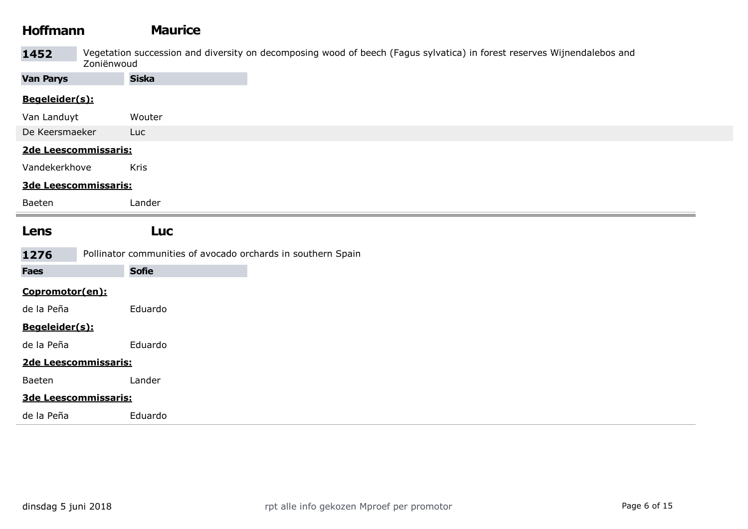## Hoffmann Maurice

**1452** Vegetation succession and diversity on decomposing wood of beech (Fagus sylvatica) in forest reserves Wijnendalebos and Zoniënwoud

**Van Parys Siska**

**Begeleider(s):**

Van Landuyt Wouter

De Keersmaeker Luc

**2de Leescommissaris:**

Vandekerkhove Kris

**3de Leescommissaris:**

Baeten Lander

---

## Lens Luc

**1276** Pollinator communities of avocado orchards in southern Spain

**Faes Sofie**

**Copromotor(en):**

de la Peña Eduardo

**Begeleider(s):**

de la Peña Eduardo

**2de Leescommissaris:**

Baeten Lander

**3de Leescommissaris:**

de la Peña Eduardo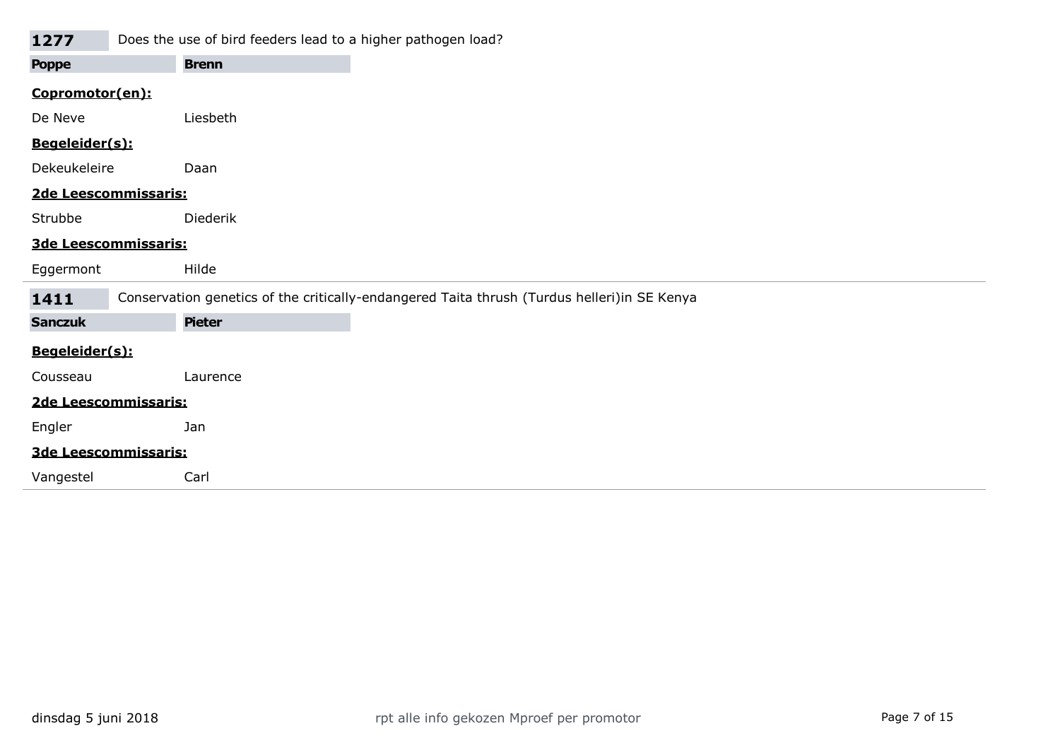**1277** Does the use of bird feeders lead to a higher pathogen load?

**Poppe** **Brenn**

**Copromotor(en):**

De Neve Liesbeth

**Begeleider(s):**

Dekeukeleire Daan

**2de Leescommissaris:**

Strubbe Diederik

**3de Leescommissaris:**

Eggermont Hilde

---

**1411** Conservation genetics of the critically-endangered Taita thrush (Turdus helleri)in SE Kenya

**Sanczuk** **Pieter**

**Begeleider(s):**

Cousseau Laurence

**2de Leescommissaris:**

Engler Jan

**3de Leescommissaris:**

Vangestel Carl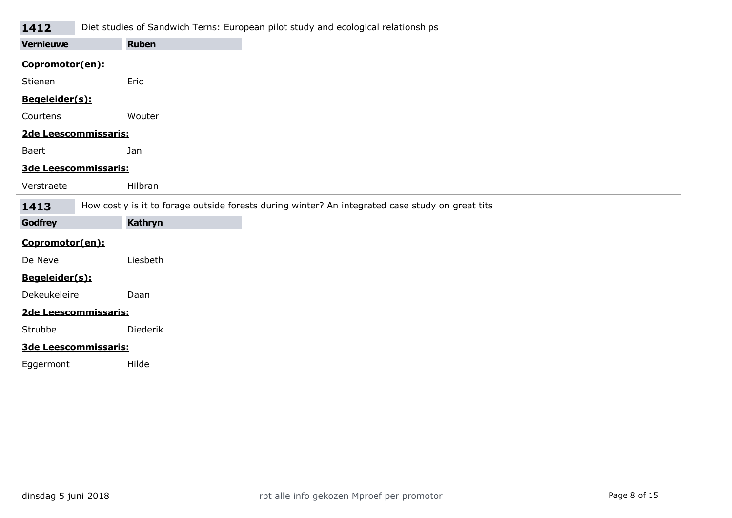**1412** Diet studies of Sandwich Terns: European pilot study and ecological relationships

**Vernieuwe** **Ruben**

**Copromotor(en):**

Stienen Eric

**Begeleider(s):**

Courtens Wouter

**2de Leescommissaris:**

Baert Jan

**3de Leescommissaris:**

Verstraete Hilbran

---

**1413** How costly is it to forage outside forests during winter? An integrated case study on great tits

**Godfrey** **Kathryn**

**Copromotor(en):**

De Neve Liesbeth

**Begeleider(s):**

Dekeukeleire Daan

**2de Leescommissaris:**

Strubbe Diederik

**3de Leescommissaris:**

Eggermont Hilde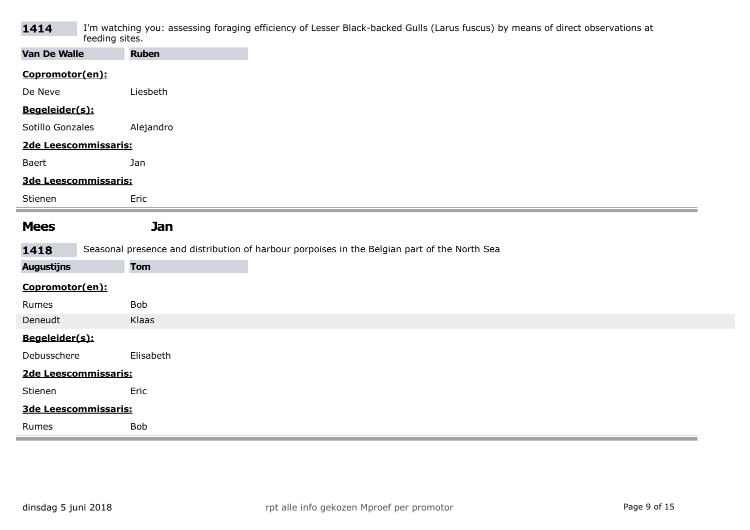**1414** I'm watching you: assessing foraging efficiency of Lesser Black-backed Gulls (Larus fuscus) by means of direct observations at feeding sites.

**Van De Walle** **Ruben**

**Copromotor(en):**

De Neve Liesbeth

**Begeleider(s):**

Sotillo Gonzales Alejandro

**2de Leescommissaris:**

Baert Jan

**3de Leescommissaris:**

Stienen Eric

---

## Mees Jan

**1418** Seasonal presence and distribution of harbour porpoises in the Belgian part of the North Sea

**Augustijns** **Tom**

**Copromotor(en):**

Rumes Bob

Deneudt Klaas

**Begeleider(s):**

Debusschere Elisabeth

**2de Leescommissaris:**

Stienen Eric

**3de Leescommissaris:**

Rumes Bob

---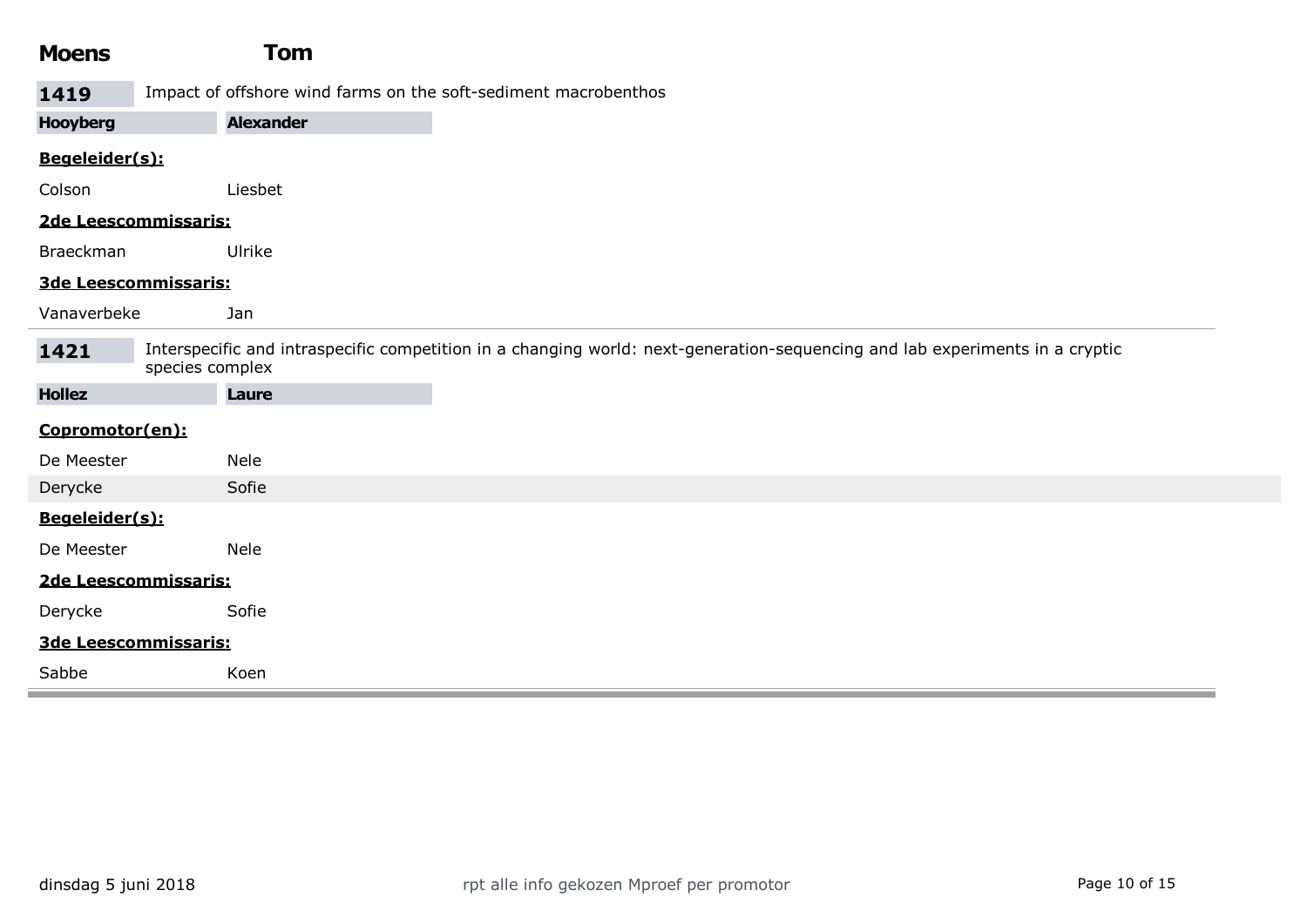# Moens Tom

## 1419

Impact of offshore wind farms on the soft-sediment macrobenthos

**Hooyberg** **Alexander**

**Begeleider(s):**

Colson Liesbet

**2de Leescommissaris:**

Braeckman Ulrike

**3de Leescommissaris:**

Vanaverbeke Jan

---

## 1421

Interspecific and intraspecific competition in a changing world: next-generation-sequencing and lab experiments in a cryptic species complex

**Hollez** **Laure**

**Copromotor(en):**

De Meester Nele

Derycke Sofie

**Begeleider(s):**

De Meester Nele

**2de Leescommissaris:**

Derycke Sofie

**3de Leescommissaris:**

Sabbe Koen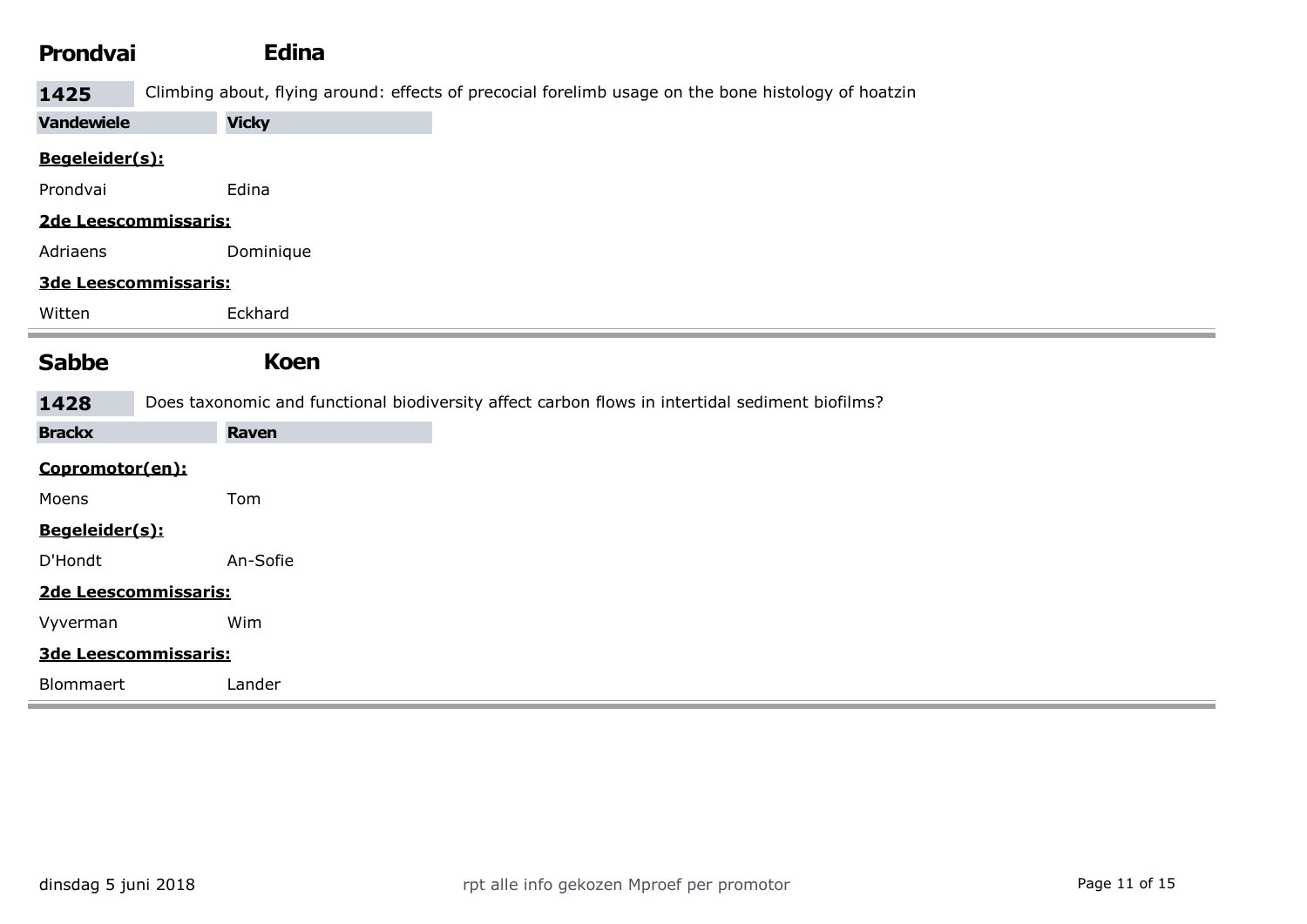## Prondvai Edina

**1425** Climbing about, flying around: effects of precocial forelimb usage on the bone histology of hoatzin

**Vandewiele** **Vicky**

**Begeleider(s):**

Prondvai Edina

**2de Leescommissaris:**

Adriaens Dominique

**3de Leescommissaris:**

Witten Eckhard

---

## Sabbe Koen

**1428** Does taxonomic and functional biodiversity affect carbon flows in intertidal sediment biofilms?

**Brackx** **Raven**

**Copromotor(en):**

Moens Tom

**Begeleider(s):**

D'Hondt An-Sofie

**2de Leescommissaris:**

Vyverman Wim

**3de Leescommissaris:**

Blommaert Lander

---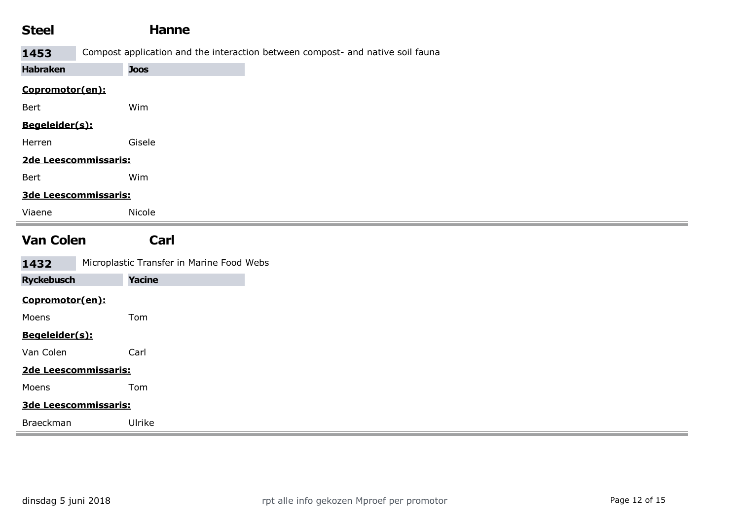## Steel Hanne

**1453** Compost application and the interaction between compost- and native soil fauna

**Habraken** **Joos**

**Copromotor(en):**

Bert Wim

**Begeleider(s):**

Herren Gisele

**2de Leescommissaris:**

Bert Wim

**3de Leescommissaris:**

Viaene Nicole

---

## Van Colen Carl

**1432** Microplastic Transfer in Marine Food Webs

**Ryckebusch** **Yacine**

**Copromotor(en):**

Moens Tom

**Begeleider(s):**

Van Colen Carl

**2de Leescommissaris:**

Moens Tom

**3de Leescommissaris:**

Braeckman Ulrike

---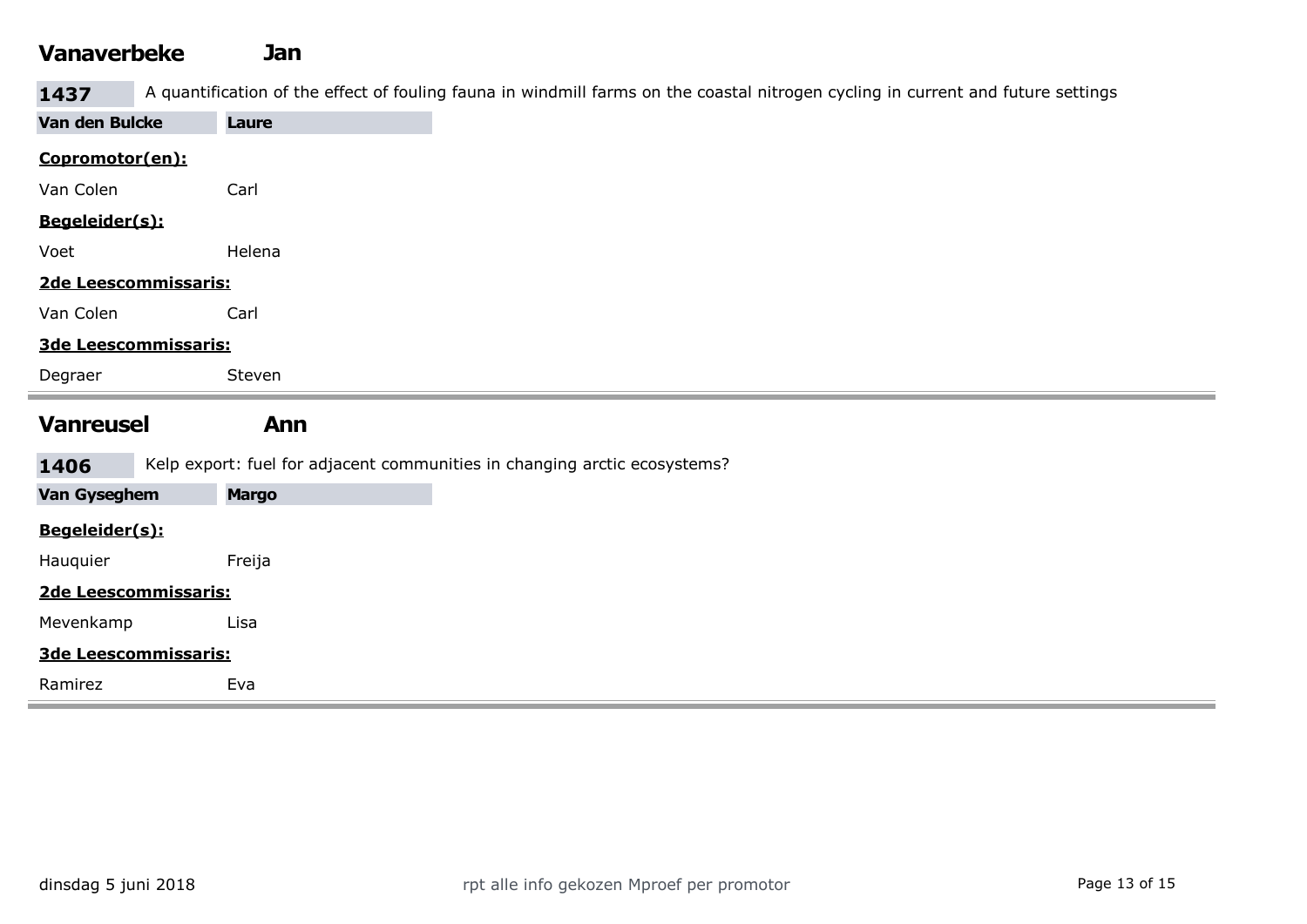## Vanaverbeke Jan

**1437** A quantification of the effect of fouling fauna in windmill farms on the coastal nitrogen cycling in current and future settings

**Van den Bulcke** **Laure**

**Copromotor(en):**

Van Colen Carl

**Begeleider(s):**

Voet Helena

**2de Leescommissaris:**

Van Colen Carl

**3de Leescommissaris:**

Degraer Steven

---

## Vanreusel Ann

**1406** Kelp export: fuel for adjacent communities in changing arctic ecosystems?

**Van Gyseghem** **Margo**

**Begeleider(s):**

Hauquier Freija

**2de Leescommissaris:**

Mevenkamp Lisa

**3de Leescommissaris:**

Ramirez Eva

---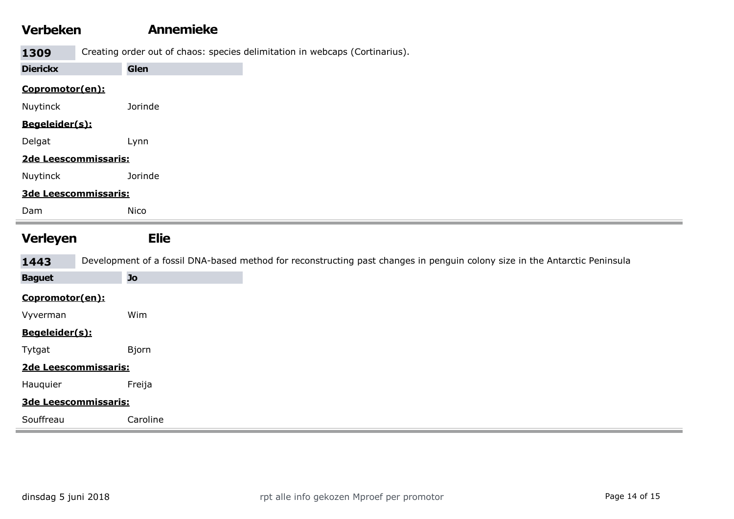## Verbeken Annemieke

**1309** Creating order out of chaos: species delimitation in webcaps (Cortinarius).

**Dierickx Glen**

**Copromotor(en):**

Nuytinck Jorinde

**Begeleider(s):**

Delgat Lynn

**2de Leescommissaris:**

Nuytinck Jorinde

**3de Leescommissaris:**

Dam Nico

---

## Verleyen Elie

**1443** Development of a fossil DNA-based method for reconstructing past changes in penguin colony size in the Antarctic Peninsula

**Baguet Jo**

**Copromotor(en):**

Vyverman Wim

**Begeleider(s):**

Tytgat Bjorn

**2de Leescommissaris:**

Hauquier Freija

**3de Leescommissaris:**

Souffreau Caroline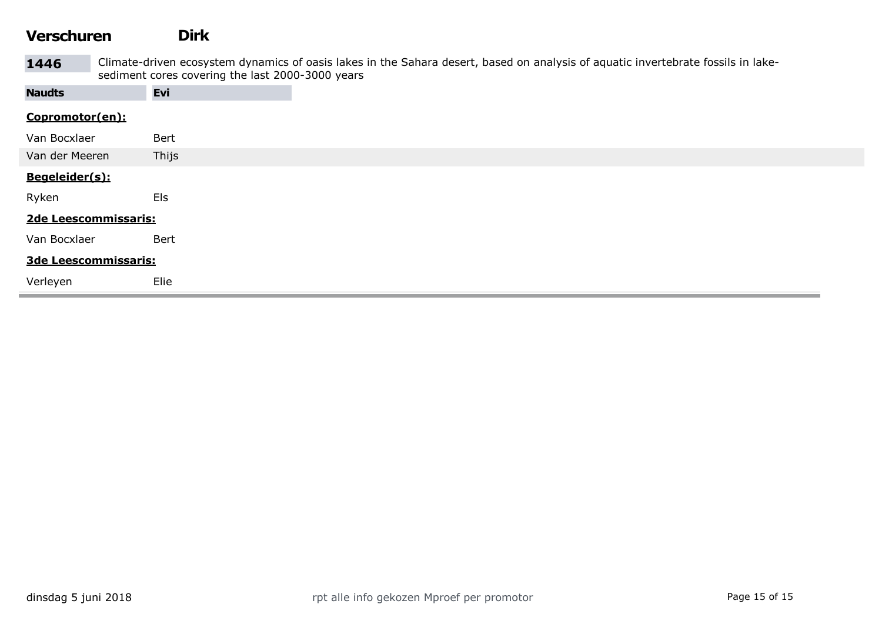**Verschuren** **Dirk**

**1446** Climate-driven ecosystem dynamics of oasis lakes in the Sahara desert, based on analysis of aquatic invertebrate fossils in lake-sediment cores covering the last 2000-3000 years

| | |
|---|---|
| **Naudts** | **Evi** |

**Copromotor(en):**

| | |
|---|---|
| Van Bocxlaer | Bert |
| Van der Meeren | Thijs |

**Begeleider(s):**

| | |
|---|---|
| Ryken | Els |

**2de Leescommissaris:**

| | |
|---|---|
| Van Bocxlaer | Bert |

**3de Leescommissaris:**

| | |
|---|---|
| Verleyen | Elie |